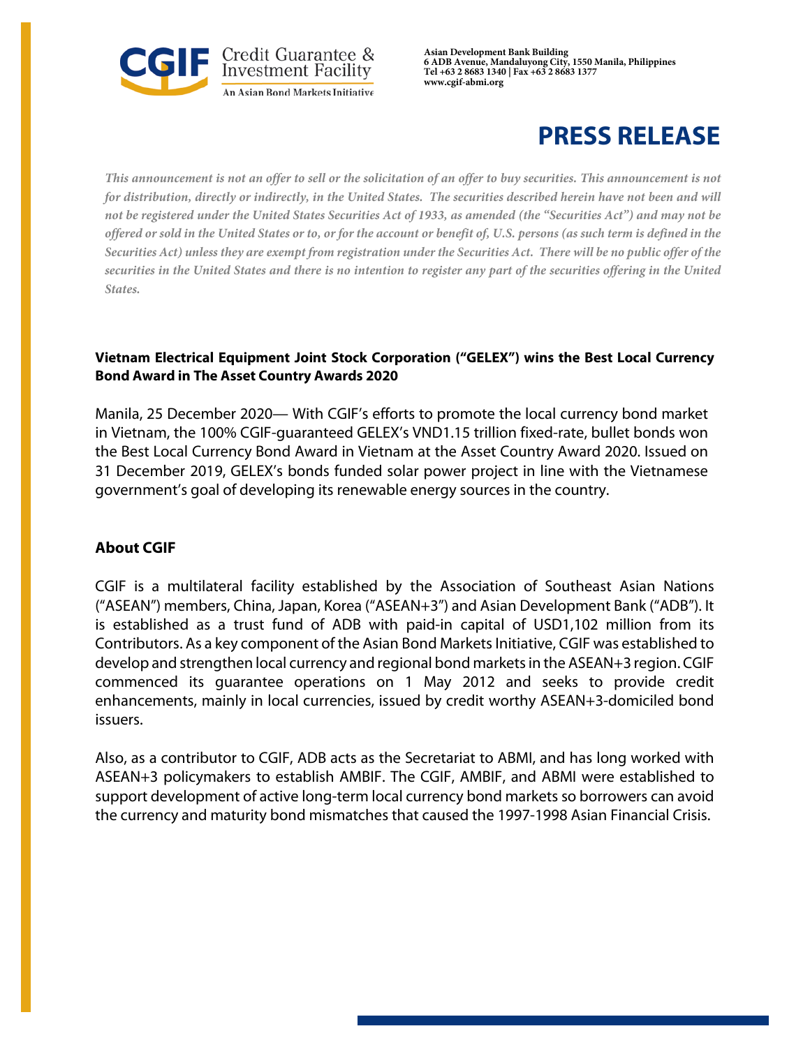**CGIF** Credit Guarantee & Investment Facility
An Asian Bond Markets Initiative

**Asian Development Bank Building**
**6 ADB Avenue, Mandaluyong City, 1550 Manila, Philippines**
**Tel +63 2 8683 1340 | Fax +63 2 8683 1377**
**www.cgif-abmi.org**

# PRESS RELEASE

***This announcement is not an offer to sell or the solicitation of an offer to buy securities. This announcement is not for distribution, directly or indirectly, in the United States. The securities described herein have not been and will not be registered under the United States Securities Act of 1933, as amended (the "Securities Act") and may not be offered or sold in the United States or to, or for the account or benefit of, U.S. persons (as such term is defined in the Securities Act) unless they are exempt from registration under the Securities Act. There will be no public offer of the securities in the United States and there is no intention to register any part of the securities offering in the United States.***

**Vietnam Electrical Equipment Joint Stock Corporation ("GELEX") wins the Best Local Currency Bond Award in The Asset Country Awards 2020**

Manila, 25 December 2020— With CGIF's efforts to promote the local currency bond market in Vietnam, the 100% CGIF-guaranteed GELEX's VND1.15 trillion fixed-rate, bullet bonds won the Best Local Currency Bond Award in Vietnam at the Asset Country Award 2020. Issued on 31 December 2019, GELEX's bonds funded solar power project in line with the Vietnamese government's goal of developing its renewable energy sources in the country.

## About CGIF

CGIF is a multilateral facility established by the Association of Southeast Asian Nations ("ASEAN") members, China, Japan, Korea ("ASEAN+3") and Asian Development Bank ("ADB"). It is established as a trust fund of ADB with paid-in capital of USD1,102 million from its Contributors. As a key component of the Asian Bond Markets Initiative, CGIF was established to develop and strengthen local currency and regional bond markets in the ASEAN+3 region. CGIF commenced its guarantee operations on 1 May 2012 and seeks to provide credit enhancements, mainly in local currencies, issued by credit worthy ASEAN+3-domiciled bond issuers.

Also, as a contributor to CGIF, ADB acts as the Secretariat to ABMI, and has long worked with ASEAN+3 policymakers to establish AMBIF. The CGIF, AMBIF, and ABMI were established to support development of active long-term local currency bond markets so borrowers can avoid the currency and maturity bond mismatches that caused the 1997-1998 Asian Financial Crisis.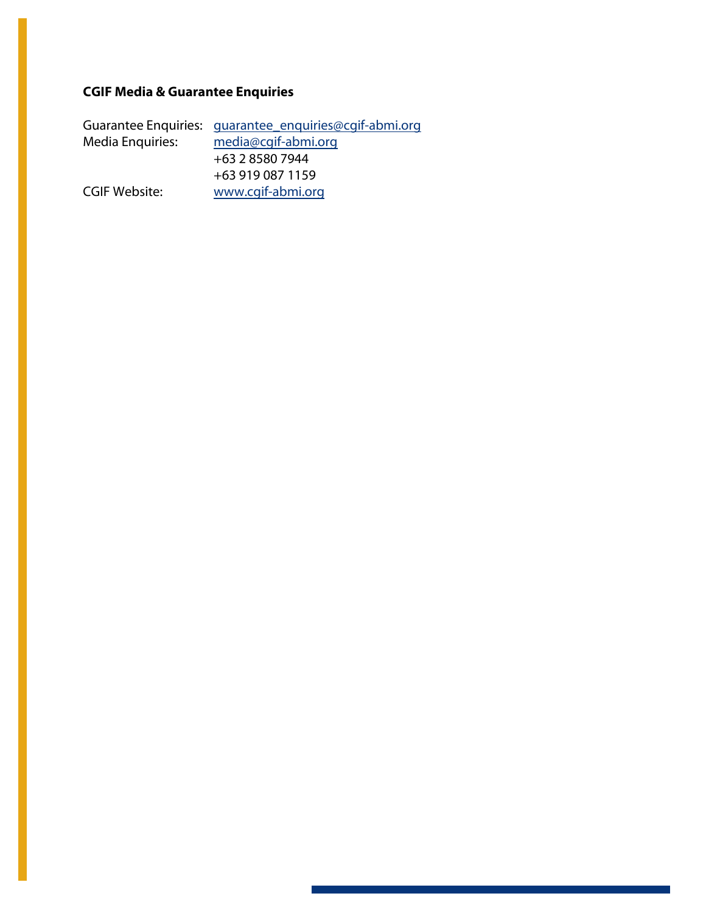**CGIF Media & Guarantee Enquiries**

| | |
|---|---|
| Guarantee Enquiries: | guarantee_enquiries@cgif-abmi.org |
| Media Enquiries: | media@cgif-abmi.org |
| | +63 2 8580 7944 |
| | +63 919 087 1159 |
| CGIF Website: | www.cgif-abmi.org |